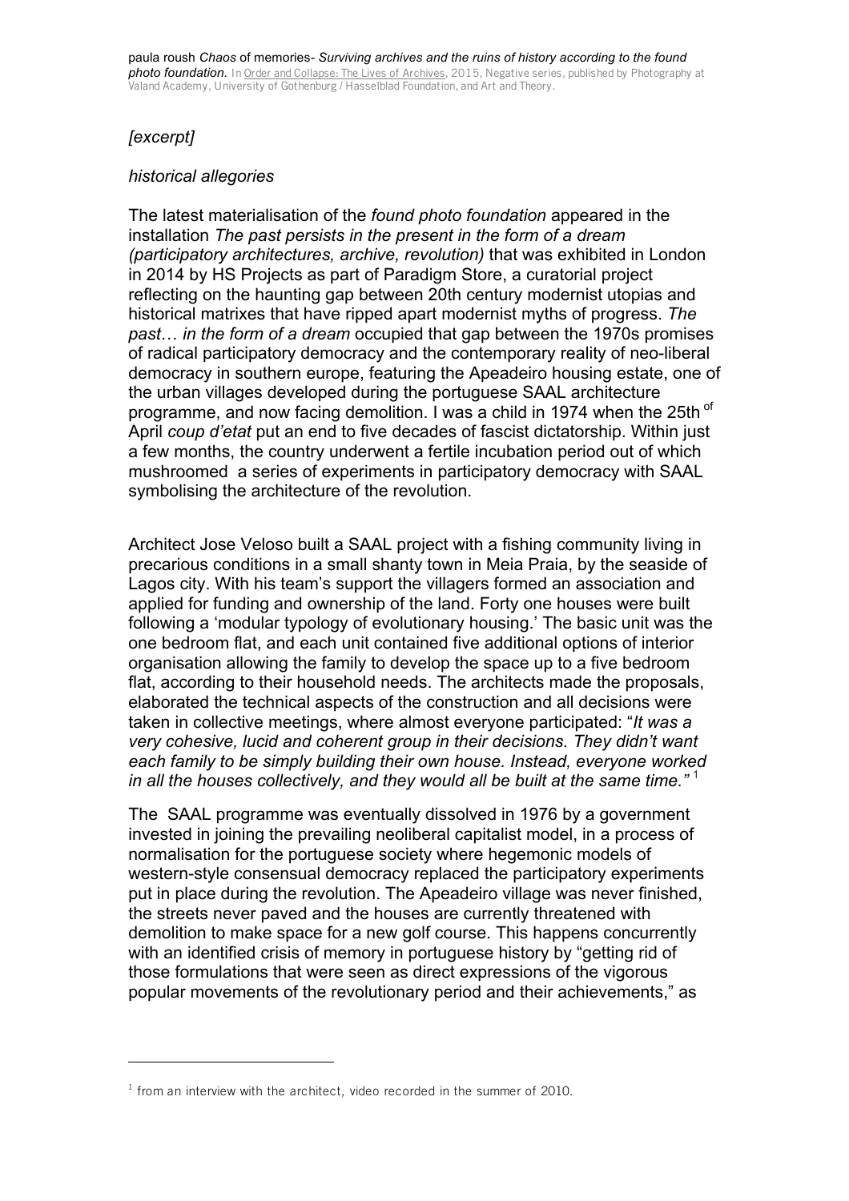paula roush *Chaos* of memories- *Surviving archives and the ruins of history according to the found photo foundation.* In Order and Collapse: The Lives of Archives, 2015, Negative series, published by Photography at Valand Academy, University of Gothenburg / Hasselblad Foundation, and Art and Theory.

*[excerpt]*

*historical allegories*

The latest materialisation of the *found photo foundation* appeared in the installation *The past persists in the present in the form of a dream (participatory architectures, archive, revolution)* that was exhibited in London in 2014 by HS Projects as part of Paradigm Store, a curatorial project reflecting on the haunting gap between 20th century modernist utopias and historical matrixes that have ripped apart modernist myths of progress. *The past… in the form of a dream* occupied that gap between the 1970s promises of radical participatory democracy and the contemporary reality of neo-liberal democracy in southern europe, featuring the Apeadeiro housing estate, one of the urban villages developed during the portuguese SAAL architecture programme, and now facing demolition. I was a child in 1974 when the 25th of April *coup d'etat* put an end to five decades of fascist dictatorship. Within just a few months, the country underwent a fertile incubation period out of which mushroomed a series of experiments in participatory democracy with SAAL symbolising the architecture of the revolution.

Architect Jose Veloso built a SAAL project with a fishing community living in precarious conditions in a small shanty town in Meia Praia, by the seaside of Lagos city. With his team's support the villagers formed an association and applied for funding and ownership of the land. Forty one houses were built following a 'modular typology of evolutionary housing.' The basic unit was the one bedroom flat, and each unit contained five additional options of interior organisation allowing the family to develop the space up to a five bedroom flat, according to their household needs. The architects made the proposals, elaborated the technical aspects of the construction and all decisions were taken in collective meetings, where almost everyone participated: "*It was a very cohesive, lucid and coherent group in their decisions. They didn't want each family to be simply building their own house. Instead, everyone worked in all the houses collectively, and they would all be built at the same time."* [1]

The SAAL programme was eventually dissolved in 1976 by a government invested in joining the prevailing neoliberal capitalist model, in a process of normalisation for the portuguese society where hegemonic models of western-style consensual democracy replaced the participatory experiments put in place during the revolution. The Apeadeiro village was never finished, the streets never paved and the houses are currently threatened with demolition to make space for a new golf course. This happens concurrently with an identified crisis of memory in portuguese history by "getting rid of those formulations that were seen as direct expressions of the vigorous popular movements of the revolutionary period and their achievements," as

[1] from an interview with the architect, video recorded in the summer of 2010.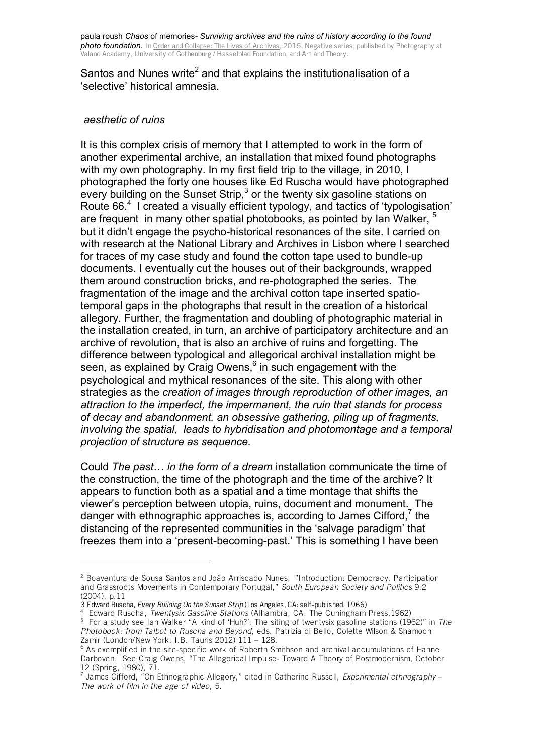Santos and Nunes write[2] and that explains the institutionalisation of a 'selective' historical amnesia.

*aesthetic of ruins*

It is this complex crisis of memory that I attempted to work in the form of another experimental archive, an installation that mixed found photographs with my own photography. In my first field trip to the village, in 2010, I photographed the forty one houses like Ed Ruscha would have photographed every building on the Sunset Strip,[3] or the twenty six gasoline stations on Route 66.[4] I created a visually efficient typology, and tactics of 'typologisation' are frequent in many other spatial photobooks, as pointed by Ian Walker, [5] but it didn't engage the psycho-historical resonances of the site. I carried on with research at the National Library and Archives in Lisbon where I searched for traces of my case study and found the cotton tape used to bundle-up documents. I eventually cut the houses out of their backgrounds, wrapped them around construction bricks, and re-photographed the series. The fragmentation of the image and the archival cotton tape inserted spatio-temporal gaps in the photographs that result in the creation of a historical allegory. Further, the fragmentation and doubling of photographic material in the installation created, in turn, an archive of participatory architecture and an archive of revolution, that is also an archive of ruins and forgetting. The difference between typological and allegorical archival installation might be seen, as explained by Craig Owens,[6] in such engagement with the psychological and mythical resonances of the site. This along with other strategies as the *creation of images through reproduction of other images, an attraction to the imperfect, the impermanent, the ruin that stands for process of decay and abandonment, an obsessive gathering, piling up of fragments, involving the spatial, leads to hybridisation and photomontage and a temporal projection of structure as sequence.*

Could *The past… in the form of a dream* installation communicate the time of the construction, the time of the photograph and the time of the archive? It appears to function both as a spatial and a time montage that shifts the viewer's perception between utopia, ruins, document and monument. The danger with ethnographic approaches is, according to James Cifford,[7] the distancing of the represented communities in the 'salvage paradigm' that freezes them into a 'present-becoming-past.' This is something I have been

---

[2] Boaventura de Sousa Santos and João Arriscado Nunes, '"Introduction: Democracy, Participation and Grassroots Movements in Contemporary Portugal," *South European Society and Politics* 9:2 (2004), p.11

[3] Edward Ruscha, *Every Building On the Sunset Strip* (Los Angeles, CA: self-published, 1966)

[4] Edward Ruscha, *Twentysix Gasoline Stations* (Alhambra, CA: The Cuningham Press,1962)

[5] For a study see Ian Walker "A kind of 'Huh?': The siting of twentysix gasoline stations (1962)" in *The Photobook: from Talbot to Ruscha and Beyond,* eds. Patrizia di Bello, Colette Wilson & Shamoon Zamir (London/New York: I.B. Tauris 2012) 111 – 128.

[6] As exemplified in the site-specific work of Roberth Smithson and archival accumulations of Hanne Darboven. See Craig Owens, "The Allegorical Impulse- Toward A Theory of Postmodernism, October 12 (Spring, 1980), 71.

[7] James Cifford, "On Ethnographic Allegory," cited in Catherine Russell, *Experimental ethnography – The work of film in the age of video*, 5.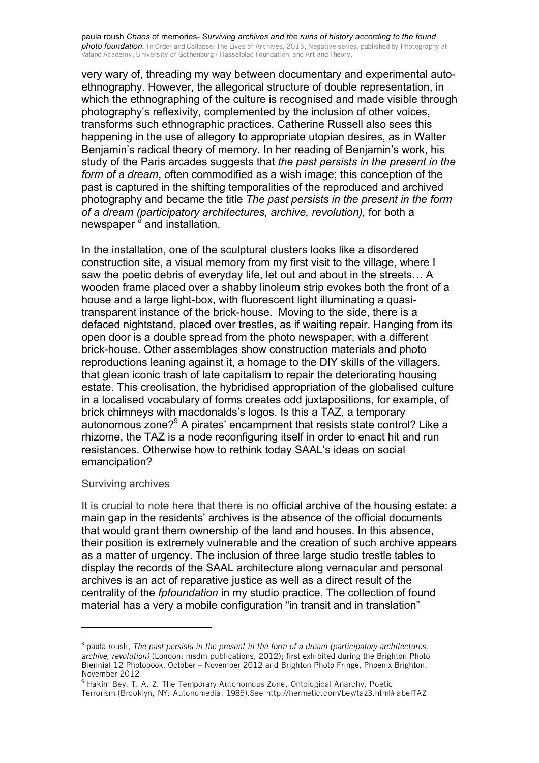very wary of, threading my way between documentary and experimental auto-ethnography. However, the allegorical structure of double representation, in which the ethnographing of the culture is recognised and made visible through photography's reflexivity, complemented by the inclusion of other voices, transforms such ethnographic practices. Catherine Russell also sees this happening in the use of allegory to appropriate utopian desires, as in Walter Benjamin's radical theory of memory. In her reading of Benjamin's work, his study of the Paris arcades suggests that *the past persists in the present in the form of a dream*, often commodified as a wish image; this conception of the past is captured in the shifting temporalities of the reproduced and archived photography and became the title *The past persists in the present in the form of a dream (participatory architectures, archive, revolution),* for both a newspaper [8] and installation.

In the installation, one of the sculptural clusters looks like a disordered construction site, a visual memory from my first visit to the village, where I saw the poetic debris of everyday life, let out and about in the streets… A wooden frame placed over a shabby linoleum strip evokes both the front of a house and a large light-box, with fluorescent light illuminating a quasi-transparent instance of the brick-house. Moving to the side, there is a defaced nightstand, placed over trestles, as if waiting repair. Hanging from its open door is a double spread from the photo newspaper, with a different brick-house. Other assemblages show construction materials and photo reproductions leaning against it, a homage to the DIY skills of the villagers, that glean iconic trash of late capitalism to repair the deteriorating housing estate. This creolisation, the hybridised appropriation of the globalised culture in a localised vocabulary of forms creates odd juxtapositions, for example, of brick chimneys with macdonalds's logos. Is this a TAZ, a temporary autonomous zone?[9] A pirates' encampment that resists state control? Like a rhizome, the TAZ is a node reconfiguring itself in order to enact hit and run resistances. Otherwise how to rethink today SAAL's ideas on social emancipation?

## Surviving archives

It is crucial to note here that there is no official archive of the housing estate: a main gap in the residents' archives is the absence of the official documents that would grant them ownership of the land and houses. In this absence, their position is extremely vulnerable and the creation of such archive appears as a matter of urgency. The inclusion of three large studio trestle tables to display the records of the SAAL architecture along vernacular and personal archives is an act of reparative justice as well as a direct result of the centrality of the *fpfoundation* in my studio practice. The collection of found material has a very a mobile configuration "in transit and in translation"

---

[8] paula roush, *The past persists in the present in the form of a dream (participatory architectures, archive, revolution)* (London: msdm publications, 2012); first exhibited during the Brighton Photo Biennial 12 Photobook, October – November 2012 and Brighton Photo Fringe, Phoenix Brighton, November 2012

[9] Hakim Bey, T. A. Z. The Temporary Autonomous Zone, Ontological Anarchy, Poetic Terrorism.(Brooklyn, NY: Autonomedia, 1985).See http://hermetic.com/bey/taz3.html#labelTAZ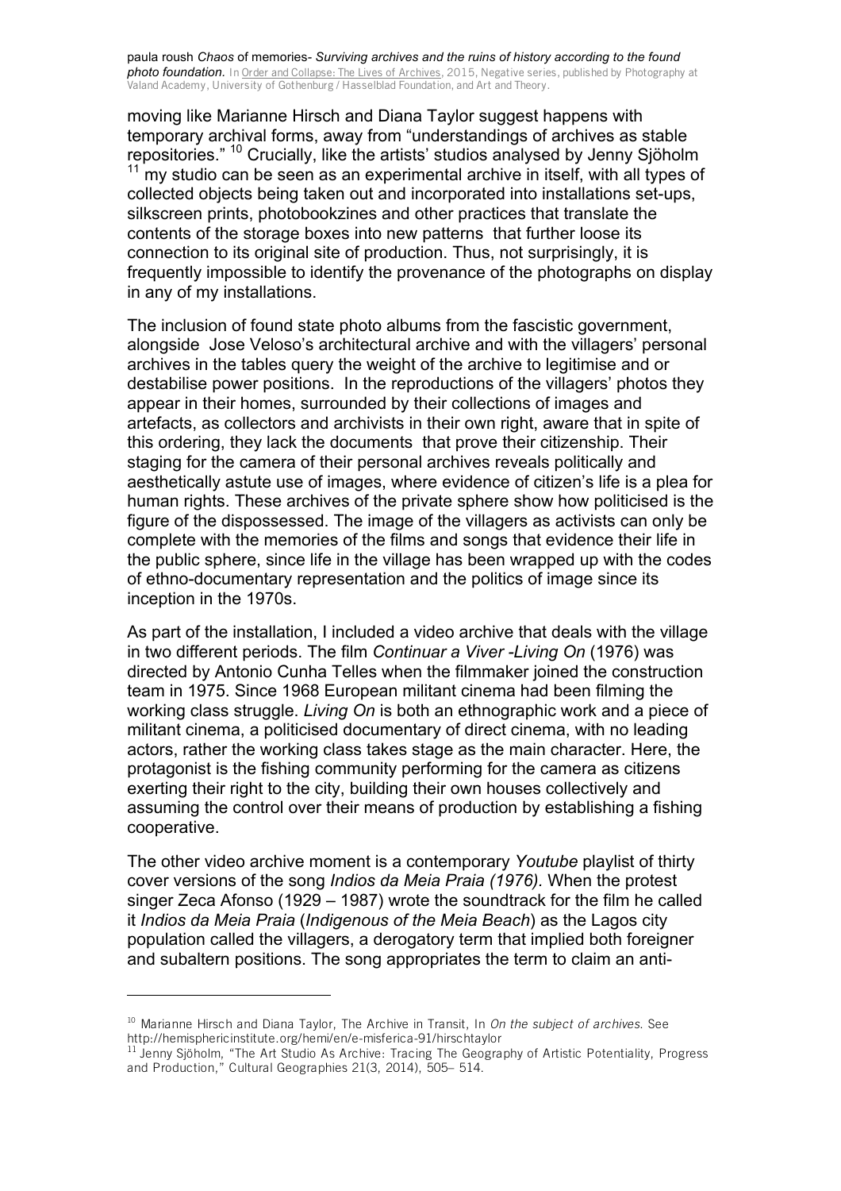moving like Marianne Hirsch and Diana Taylor suggest happens with temporary archival forms, away from "understandings of archives as stable repositories." [10] Crucially, like the artists' studios analysed by Jenny Sjöholm [11] my studio can be seen as an experimental archive in itself, with all types of collected objects being taken out and incorporated into installations set-ups, silkscreen prints, photobookzines and other practices that translate the contents of the storage boxes into new patterns that further loose its connection to its original site of production. Thus, not surprisingly, it is frequently impossible to identify the provenance of the photographs on display in any of my installations.

The inclusion of found state photo albums from the fascistic government, alongside Jose Veloso's architectural archive and with the villagers' personal archives in the tables query the weight of the archive to legitimise and or destabilise power positions. In the reproductions of the villagers' photos they appear in their homes, surrounded by their collections of images and artefacts, as collectors and archivists in their own right, aware that in spite of this ordering, they lack the documents that prove their citizenship. Their staging for the camera of their personal archives reveals politically and aesthetically astute use of images, where evidence of citizen's life is a plea for human rights. These archives of the private sphere show how politicised is the figure of the dispossessed. The image of the villagers as activists can only be complete with the memories of the films and songs that evidence their life in the public sphere, since life in the village has been wrapped up with the codes of ethno-documentary representation and the politics of image since its inception in the 1970s.

As part of the installation, I included a video archive that deals with the village in two different periods. The film *Continuar a Viver -Living On* (1976) was directed by Antonio Cunha Telles when the filmmaker joined the construction team in 1975. Since 1968 European militant cinema had been filming the working class struggle. *Living On* is both an ethnographic work and a piece of militant cinema, a politicised documentary of direct cinema, with no leading actors, rather the working class takes stage as the main character. Here, the protagonist is the fishing community performing for the camera as citizens exerting their right to the city, building their own houses collectively and assuming the control over their means of production by establishing a fishing cooperative.

The other video archive moment is a contemporary *Youtube* playlist of thirty cover versions of the song *Indios da Meia Praia (1976)*. When the protest singer Zeca Afonso (1929 – 1987) wrote the soundtrack for the film he called it *Indios da Meia Praia* (*Indigenous of the Meia Beach*) as the Lagos city population called the villagers, a derogatory term that implied both foreigner and subaltern positions. The song appropriates the term to claim an anti-

---

[10] Marianne Hirsch and Diana Taylor, The Archive in Transit, In *On the subject of archives*. See http://hemisphericinstitute.org/hemi/en/e-misferica-91/hirschtaylor

[11] Jenny Sjöholm, "The Art Studio As Archive: Tracing The Geography of Artistic Potentiality, Progress and Production," Cultural Geographies 21(3, 2014), 505– 514.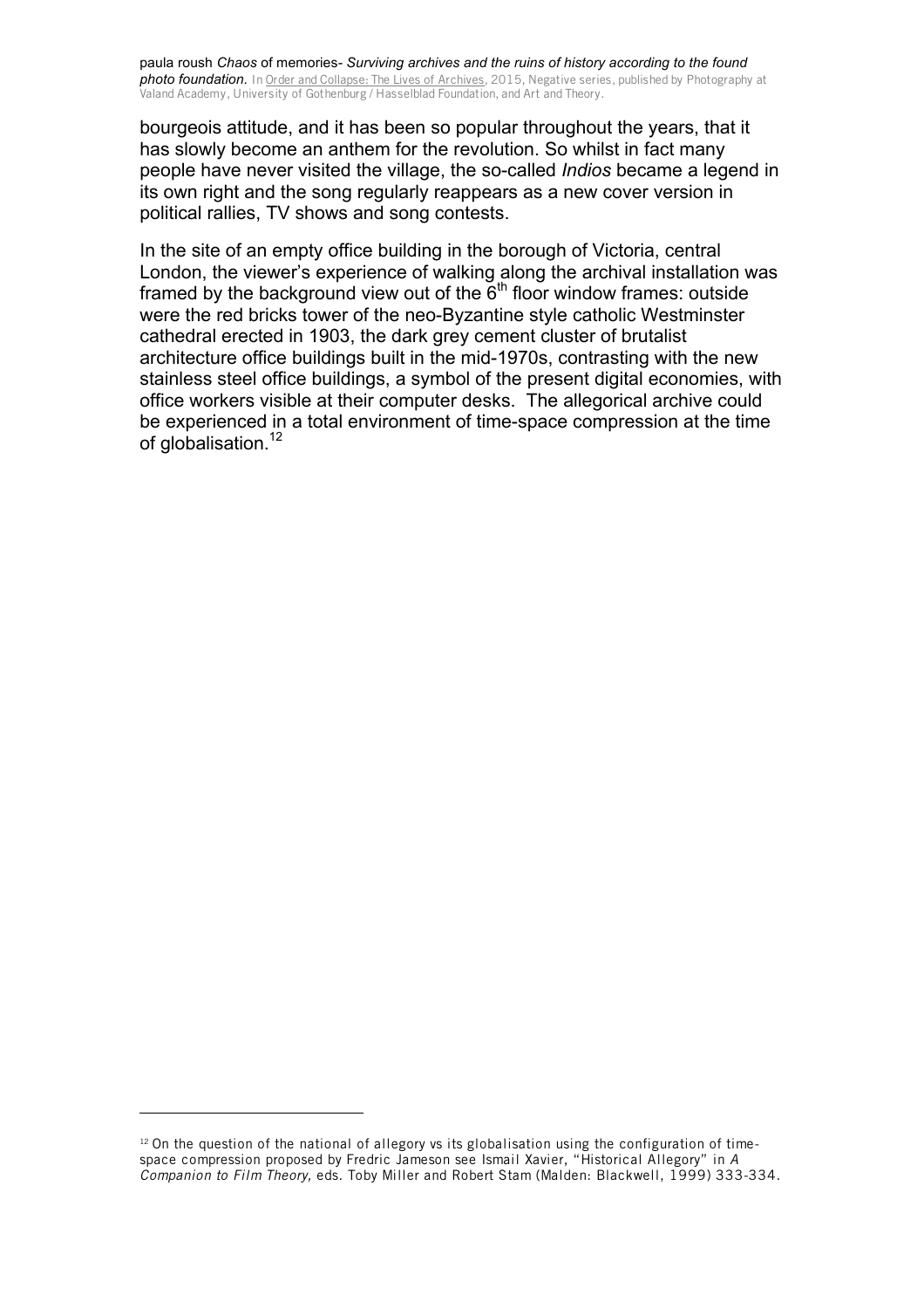bourgeois attitude, and it has been so popular throughout the years, that it has slowly become an anthem for the revolution. So whilst in fact many people have never visited the village, the so-called *Indios* became a legend in its own right and the song regularly reappears as a new cover version in political rallies, TV shows and song contests.

In the site of an empty office building in the borough of Victoria, central London, the viewer's experience of walking along the archival installation was framed by the background view out of the 6th floor window frames: outside were the red bricks tower of the neo-Byzantine style catholic Westminster cathedral erected in 1903, the dark grey cement cluster of brutalist architecture office buildings built in the mid-1970s, contrasting with the new stainless steel office buildings, a symbol of the present digital economies, with office workers visible at their computer desks. The allegorical archive could be experienced in a total environment of time-space compression at the time of globalisation.[12]

---

[12] On the question of the national of allegory vs its globalisation using the configuration of time-space compression proposed by Fredric Jameson see Ismail Xavier, "Historical Allegory" in *A Companion to Film Theory,* eds. Toby Miller and Robert Stam (Malden: Blackwell, 1999) 333-334.